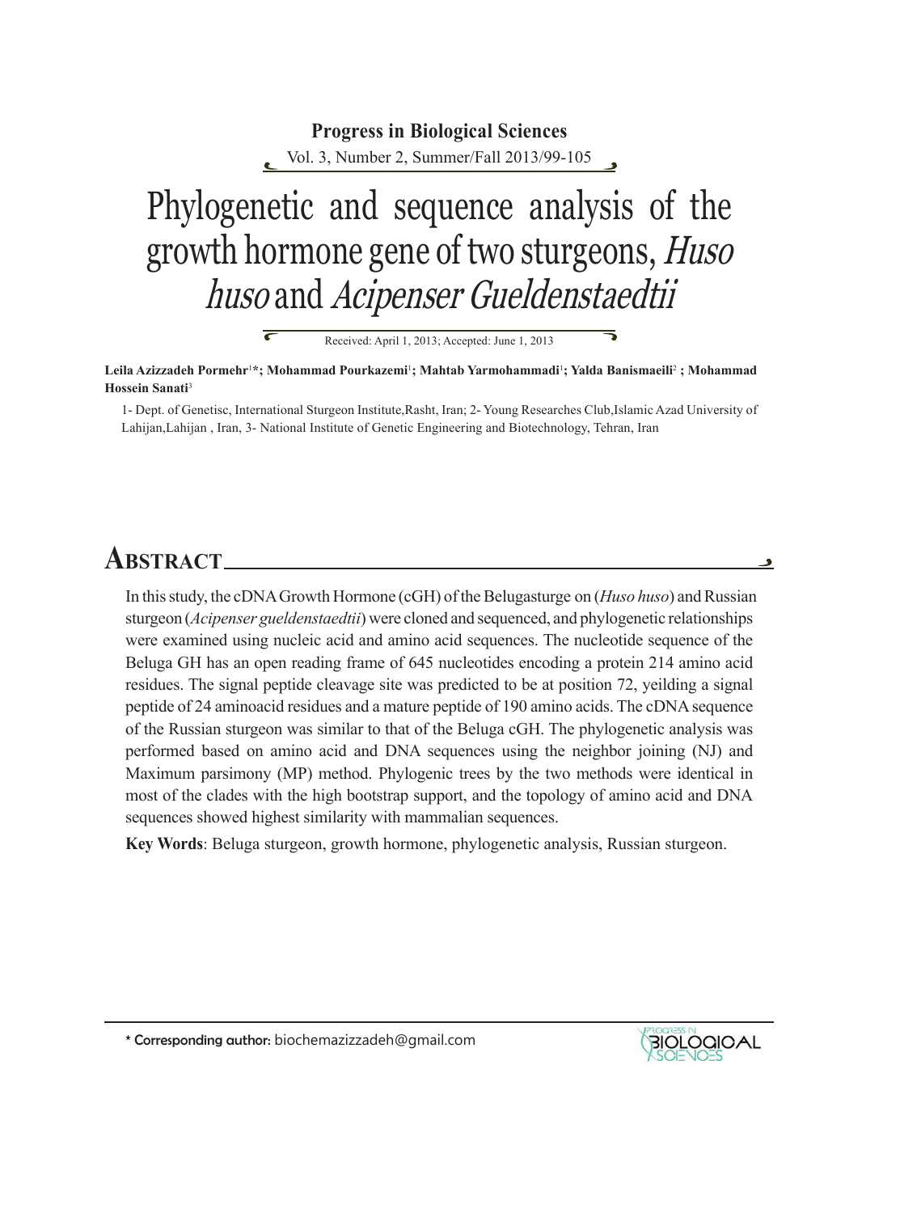# Phylogenetic and sequence analysis of the growth hormone gene of two sturgeons, *Huso huso* and *Acipenser Gueldenstaedtii*

Received: April 1, 2013; Accepted: June 1, 2013

**Leila Azizzadeh Pormehr[1]*; Mohammad Pourkazemi[1]; Mahtab Yarmohammadi[1]; Yalda Banismaeili[2] ; Mohammad Hossein Sanati[3]**

1- Dept. of Genetisc, International Sturgeon Institute,Rasht, Iran; 2- Young Researches Club,Islamic Azad University of Lahijan,Lahijan , Iran, 3- National Institute of Genetic Engineering and Biotechnology, Tehran, Iran

## Abstract

In this study, the cDNA Growth Hormone (cGH) of the Belugasturge on (*Huso huso*) and Russian sturgeon (*Acipenser gueldenstaedtii*) were cloned and sequenced, and phylogenetic relationships were examined using nucleic acid and amino acid sequences. The nucleotide sequence of the Beluga GH has an open reading frame of 645 nucleotides encoding a protein 214 amino acid residues. The signal peptide cleavage site was predicted to be at position 72, yeilding a signal peptide of 24 aminoacid residues and a mature peptide of 190 amino acids. The cDNA sequence of the Russian sturgeon was similar to that of the Beluga cGH. The phylogenetic analysis was performed based on amino acid and DNA sequences using the neighbor joining (NJ) and Maximum parsimony (MP) method. Phylogenic trees by the two methods were identical in most of the clades with the high bootstrap support, and the topology of amino acid and DNA sequences showed highest similarity with mammalian sequences.

**Key Words**: Beluga sturgeon, growth hormone, phylogenetic analysis, Russian sturgeon.

* Corresponding author: biochemazizzadeh@gmail.com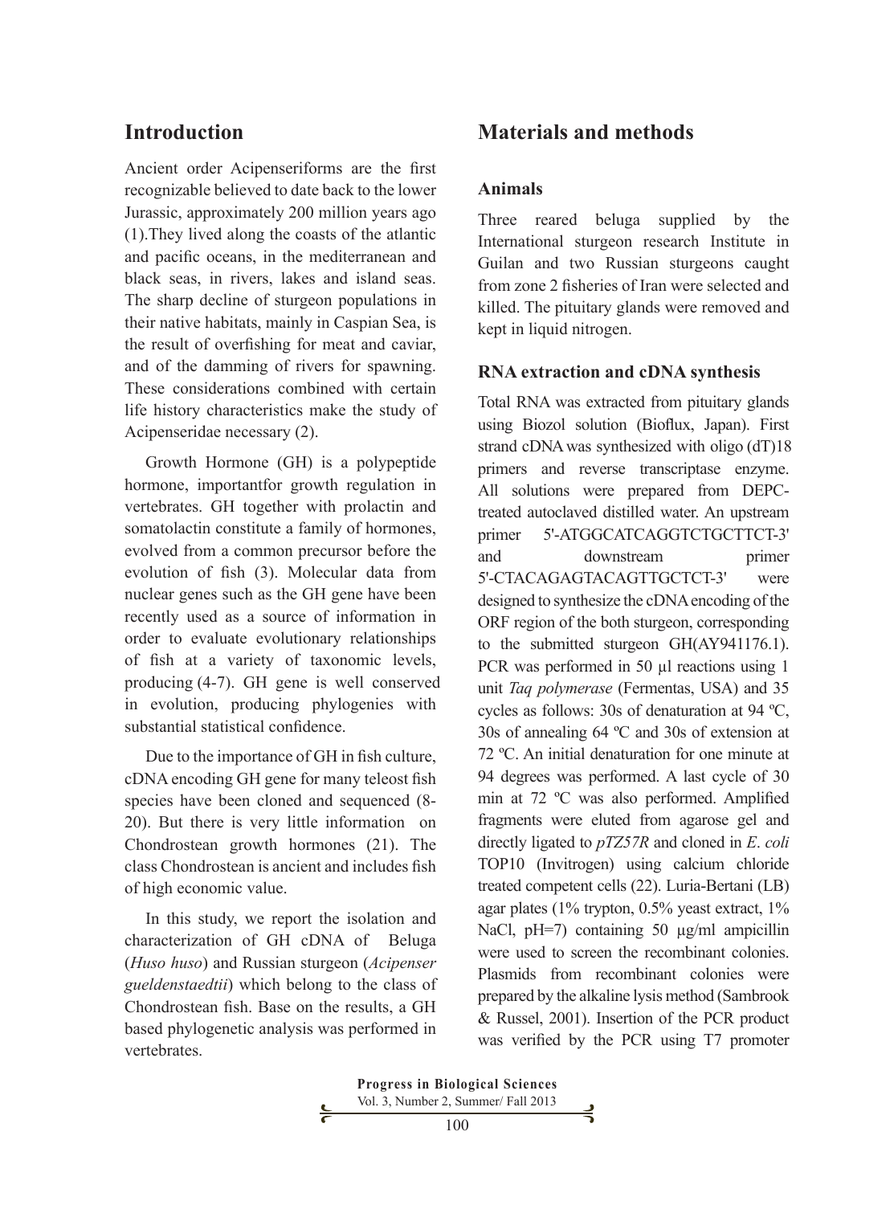## Introduction

Ancient order Acipenseriforms are the first recognizable believed to date back to the lower Jurassic, approximately 200 million years ago (1).They lived along the coasts of the atlantic and pacific oceans, in the mediterranean and black seas, in rivers, lakes and island seas. The sharp decline of sturgeon populations in their native habitats, mainly in Caspian Sea, is the result of overfishing for meat and caviar, and of the damming of rivers for spawning. These considerations combined with certain life history characteristics make the study of Acipenseridae necessary (2).

Growth Hormone (GH) is a polypeptide hormone, importantfor growth regulation in vertebrates. GH together with prolactin and somatolactin constitute a family of hormones, evolved from a common precursor before the evolution of fish (3). Molecular data from nuclear genes such as the GH gene have been recently used as a source of information in order to evaluate evolutionary relationships of fish at a variety of taxonomic levels, producing (4-7). GH gene is well conserved in evolution, producing phylogenies with substantial statistical confidence.

Due to the importance of GH in fish culture, cDNA encoding GH gene for many teleost fish species have been cloned and sequenced (8-20). But there is very little information on Chondrostean growth hormones (21). The class Chondrostean is ancient and includes fish of high economic value.

In this study, we report the isolation and characterization of GH cDNA of Beluga (*Huso huso*) and Russian sturgeon (*Acipenser gueldenstaedtii*) which belong to the class of Chondrostean fish. Base on the results, a GH based phylogenetic analysis was performed in vertebrates.

## Materials and methods

### Animals

Three reared beluga supplied by the International sturgeon research Institute in Guilan and two Russian sturgeons caught from zone 2 fisheries of Iran were selected and killed. The pituitary glands were removed and kept in liquid nitrogen.

### RNA extraction and cDNA synthesis

Total RNA was extracted from pituitary glands using Biozol solution (Bioflux, Japan). First strand cDNA was synthesized with oligo (dT)18 primers and reverse transcriptase enzyme. All solutions were prepared from DEPC-treated autoclaved distilled water. An upstream primer 5'-ATGGCATCAGGTCTGCTTCT-3' and downstream primer 5'-CTACAGAGTACAGTTGCTCT-3' were designed to synthesize the cDNA encoding of the ORF region of the both sturgeon, corresponding to the submitted sturgeon GH(AY941176.1). PCR was performed in 50 µl reactions using 1 unit *Taq polymerase* (Fermentas, USA) and 35 cycles as follows: 30s of denaturation at 94 ºC, 30s of annealing 64 ºC and 30s of extension at 72 ºC. An initial denaturation for one minute at 94 degrees was performed. A last cycle of 30 min at 72 ºC was also performed. Amplified fragments were eluted from agarose gel and directly ligated to *pTZ57R* and cloned in *E. coli* TOP10 (Invitrogen) using calcium chloride treated competent cells (22). Luria-Bertani (LB) agar plates (1% trypton, 0.5% yeast extract, 1% NaCl, pH=7) containing 50 µg/ml ampicillin were used to screen the recombinant colonies. Plasmids from recombinant colonies were prepared by the alkaline lysis method (Sambrook & Russel, 2001). Insertion of the PCR product was verified by the PCR using T7 promoter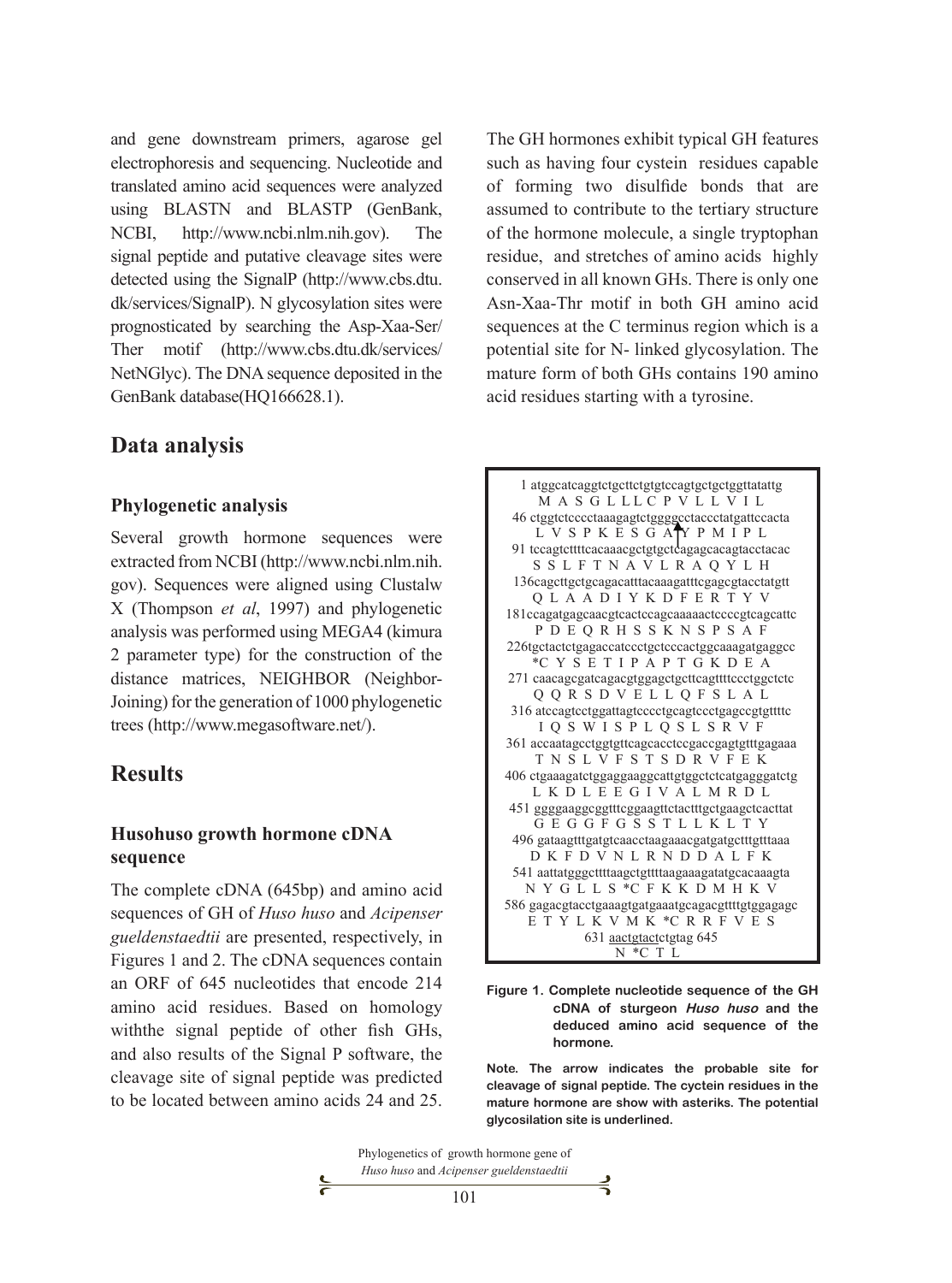and gene downstream primers, agarose gel electrophoresis and sequencing. Nucleotide and translated amino acid sequences were analyzed using BLASTN and BLASTP (GenBank, NCBI, http://www.ncbi.nlm.nih.gov). The signal peptide and putative cleavage sites were detected using the SignalP (http://www.cbs.dtu.dk/services/SignalP). N glycosylation sites were prognosticated by searching the Asp-Xaa-Ser/Ther motif (http://www.cbs.dtu.dk/services/NetNGlyc). The DNA sequence deposited in the GenBank database(HQ166628.1).

## Data analysis

### Phylogenetic analysis

Several growth hormone sequences were extracted from NCBI (http://www.ncbi.nlm.nih.gov). Sequences were aligned using Clustalw X (Thompson *et al*, 1997) and phylogenetic analysis was performed using MEGA4 (kimura 2 parameter type) for the construction of the distance matrices, NEIGHBOR (Neighbor-Joining) for the generation of 1000 phylogenetic trees (http://www.megasoftware.net/).

## Results

### Husohuso growth hormone cDNA sequence

The complete cDNA (645bp) and amino acid sequences of GH of *Huso huso* and *Acipenser gueldenstaedtii* are presented, respectively, in Figures 1 and 2. The cDNA sequences contain an ORF of 645 nucleotides that encode 214 amino acid residues. Based on homology withthe signal peptide of other fish GHs, and also results of the Signal P software, the cleavage site of signal peptide was predicted to be located between amino acids 24 and 25.

The GH hormones exhibit typical GH features such as having four cystein residues capable of forming two disulfide bonds that are assumed to contribute to the tertiary structure of the hormone molecule, a single tryptophan residue, and stretches of amino acids highly conserved in all known GHs. There is only one Asn-Xaa-Thr motif in both GH amino acid sequences at the C terminus region which is a potential site for N- linked glycosylation. The mature form of both GHs contains 190 amino acid residues starting with a tyrosine.

```
1 atggcatcaggtctgcttctgtgtccagtgctgctggttatattg
  M A S G L L L C P V L L V I L
46 ctggtctcccctaaagagtctggggcctaccctatgattccacta
  L V S P K E S G A ↑ Y P M I P L
91 tccagtcttttcacaaacgctgtgctcagagcacagtacctacac
  S S L F T N A V L R A Q Y L H
136cagcttgctgcagacatttacaaagatttcgagcgtacctatgtt
  Q L A A D I Y K D F E R T Y V
181ccagatgagcaacgtcactccagcaaaaactcccсgtcagcattc
  P D E Q R H S S K N S P S A F
226tgctactctgagaccatccctgctcccactggcaaagatgaggcc
  *C Y S E T I P A P T G K D E A
271 caacagcgatcagacgtggagctgcttcagttttccctggctctc
  Q Q R S D V E L L Q F S L A L
316 atccagtcctggattagtcccctgcagtccctgagccgtgttttc
  I Q S W I S P L Q S L S R V F
361 accaatagcctggtgttcagcacctccgaccgagtgtttgagaaa
  T N S L V F S T S D R V F E K
406 ctgaaagatctggaggaaggcattgtggctctcatgagggatctg
  L K D L E E G I V A L M R D L
451 ggggaaggcggtttcggaagttctactttgctgaagctcacttat
  G E G G F G S S T L L K L T Y
496 gataagtttgatgtcaacctaagaaacgatgatgctttgtttaaa
  D K F D V N L R N D D A L F K
541 aattatgggcttttaagctgttttaagaaagatatgcacaaagta
  N Y G L L S *C F K K D M H K V
586 gagacgtacctgaaagtgatgaaatgcagacgttttgtggagagc
  E T Y L K V M K *C R R F V E S
631 aactgtactctgtag 645
  N *C T L
```

**Figure 1. Complete nucleotide sequence of the GH cDNA of sturgeon *Huso huso* and the deduced amino acid sequence of the hormone.**

**Note. The arrow indicates the probable site for cleavage of signal peptide. The cyctein residues in the mature hormone are show with asteriks. The potential glycosilation site is underlined.**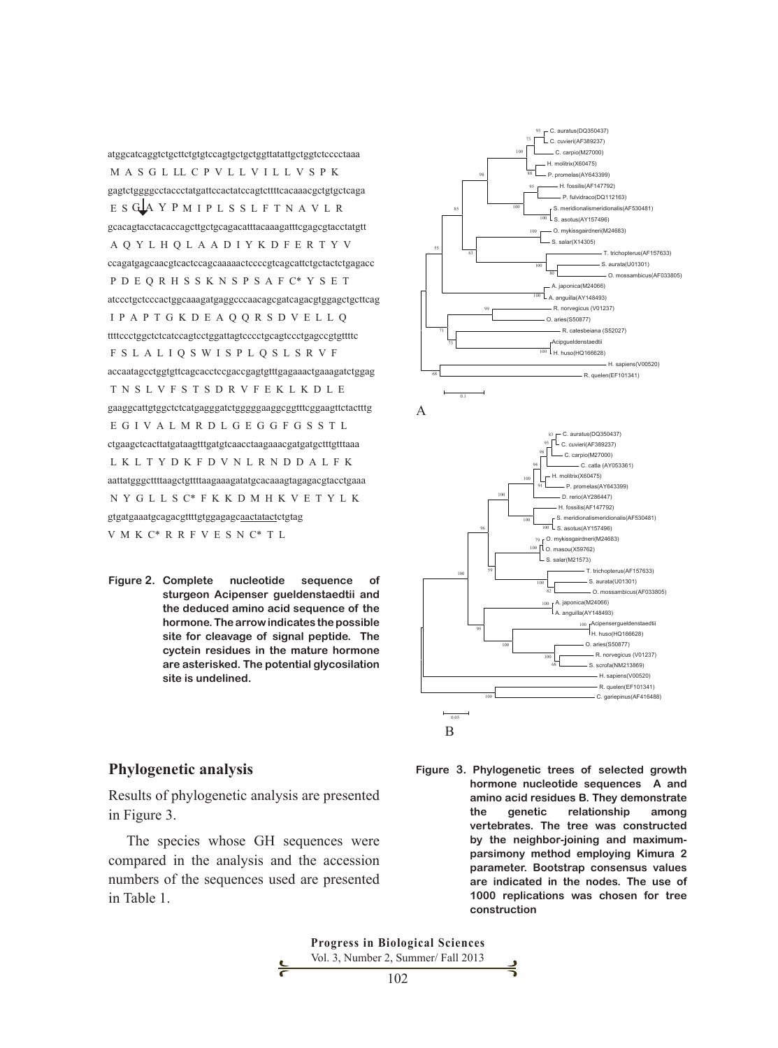atggcatcaggtctgcttctgtgtccagtgctgctggttatattgctggtctcccctaaa

M A S G L LL C P V L L V I L L V S P K

gagtctggggcctaccctatgattccactatccagtcttttcacaaacgctgtgctcaga

E S G↓A Y P M I P L S S L F T N A V L R

gcacagtacctacaccagcttgctgcagacatttacaaagatttcgagcgtacctatgtt

A Q Y L H Q L A A D I Y K D F E R T Y V

ccagatgagcaacgtcactccagcaaaaactccccgtcagcattctgctactctgagacc

P D E Q R H S S K N S P S A F C* Y S E T

atccctgctcccactggcaaagatgaggcccaacagcgatcagacgtggagctgcttcag

I P A P T G K D E A Q Q R S D V E L L Q

ttttccctggctctcatccagtcctggattagtcccctgcagtccctgagccgtgttttc

F S L A L I Q S W I S P L Q S L S R V F

accaatagcctggtgttcagcacctccgaccgagtgtttgagaaactgaaagatctggag

T N S L V F S T S D R V F E K L K D L E

gaaggcattgtggctctcatgagggatctgggggaaggcggtttcggaagttctactttg

E G I V A L M R D L G E G G F G S S T L

ctgaagctcacttatgataagtttgatgtcaacctaagaaacgatgatgctttgtttaaa

L K L T Y D K F D V N L R N D D A L F K

aattatgggcttttaagctgttttaagaaagatatgcacaaagtagagacgtacctgaaa

N Y G L L S C* F K K D M H K V E T Y L K

gtgatgaaatgcagacgttttgtggagagcaactatactctgtag

V M K C* R R F V E S N C* T L

**Figure 2. Complete nucleotide sequence of sturgeon *Acipenser gueldenstaedtii* and the deduced amino acid sequence of the hormone. The arrow indicates the possible site for cleavage of signal peptide. The cyctein residues in the mature hormone are asterisked. The potential glycosilation site is undelined.**

**Figure 3. Phylogenetic trees of selected growth hormone nucleotide sequences A and amino acid residues B. They demonstrate the genetic relationship among vertebrates. The tree was constructed by the neighbor-joining and maximum-parsimony method employing Kimura 2 parameter. Bootstrap consensus values are indicated in the nodes. The use of 1000 replications was chosen for tree construction**

## Phylogenetic analysis

Results of phylogenetic analysis are presented in Figure 3.

The species whose GH sequences were compared in the analysis and the accession numbers of the sequences used are presented in Table 1.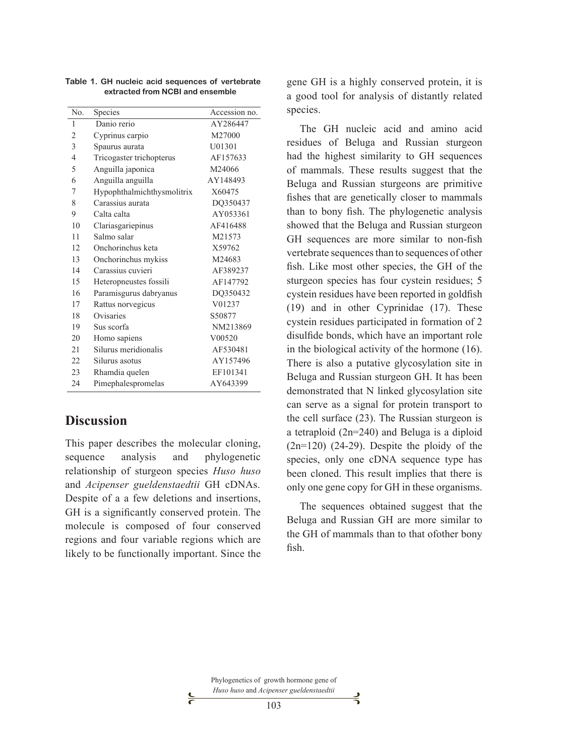**Table 1. GH nucleic acid sequences of vertebrate extracted from NCBI and ensemble**

| No. | Species | Accession no. |
|---|---|---|
| 1 | Danio rerio | AY286447 |
| 2 | Cyprinus carpio | M27000 |
| 3 | Spaurus aurata | U01301 |
| 4 | Tricogaster trichopterus | AF157633 |
| 5 | Anguilla japonica | M24066 |
| 6 | Anguilla anguilla | AY148493 |
| 7 | Hypophthalmichthysmolitrix | X60475 |
| 8 | Carassius aurata | DQ350437 |
| 9 | Calta calta | AY053361 |
| 10 | Clariasgariepinus | AF416488 |
| 11 | Salmo salar | M21573 |
| 12 | Onchorinchus keta | X59762 |
| 13 | Onchorinchus mykiss | M24683 |
| 14 | Carassius cuvieri | AF389237 |
| 15 | Heteropneustes fossili | AF147792 |
| 16 | Paramisgurus dabryanus | DQ350432 |
| 17 | Rattus norvegicus | V01237 |
| 18 | Ovisaries | S50877 |
| 19 | Sus scorfa | NM213869 |
| 20 | Homo sapiens | V00520 |
| 21 | Silurus meridionalis | AF530481 |
| 22 | Silurus asotus | AY157496 |
| 23 | Rhamdia quelen | EF101341 |
| 24 | Pimephalespromelas | AY643399 |

## Discussion

This paper describes the molecular cloning, sequence analysis and phylogenetic relationship of sturgeon species *Huso huso* and *Acipenser gueldenstaedtii* GH cDNAs. Despite of a a few deletions and insertions, GH is a significantly conserved protein. The molecule is composed of four conserved regions and four variable regions which are likely to be functionally important. Since the gene GH is a highly conserved protein, it is a good tool for analysis of distantly related species.

The GH nucleic acid and amino acid residues of Beluga and Russian sturgeon had the highest similarity to GH sequences of mammals. These results suggest that the Beluga and Russian sturgeons are primitive fishes that are genetically closer to mammals than to bony fish. The phylogenetic analysis showed that the Beluga and Russian sturgeon GH sequences are more similar to non-fish vertebrate sequences than to sequences of other fish. Like most other species, the GH of the sturgeon species has four cystein residues; 5 cystein residues have been reported in goldfish (19) and in other Cyprinidae (17). These cystein residues participated in formation of 2 disulfide bonds, which have an important role in the biological activity of the hormone (16). There is also a putative glycosylation site in Beluga and Russian sturgeon GH. It has been demonstrated that N linked glycosylation site can serve as a signal for protein transport to the cell surface (23). The Russian sturgeon is a tetraploid (2n=240) and Beluga is a diploid (2n=120) (24-29). Despite the ploidy of the species, only one cDNA sequence type has been cloned. This result implies that there is only one gene copy for GH in these organisms.

The sequences obtained suggest that the Beluga and Russian GH are more similar to the GH of mammals than to that ofother bony fish.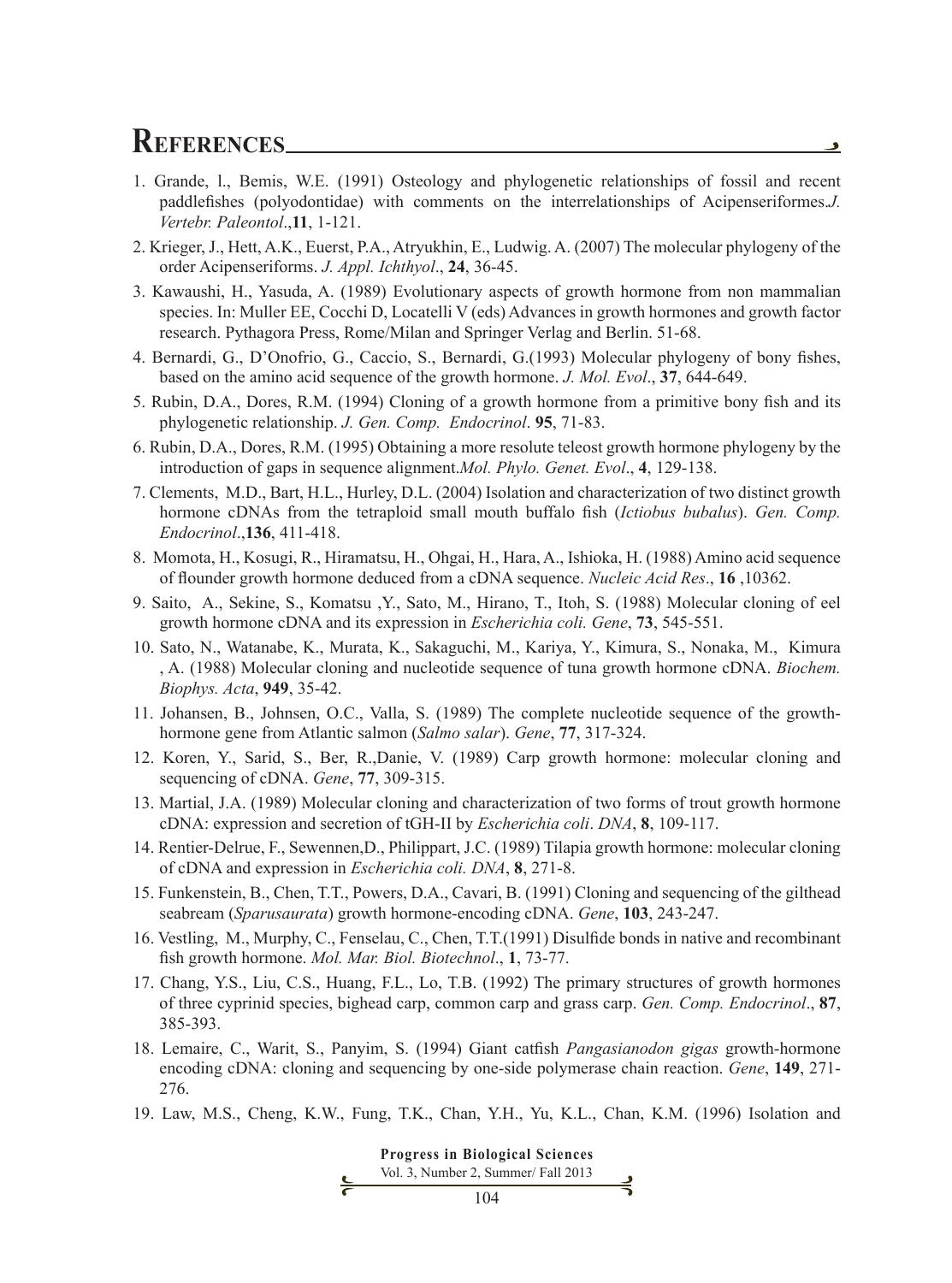# References

1. Grande, l., Bemis, W.E. (1991) Osteology and phylogenetic relationships of fossil and recent paddlefishes (polyodontidae) with comments on the interrelationships of Acipenseriformes.*J. Vertebr. Paleontol*.,**11**, 1-121.
2. Krieger, J., Hett, A.K., Euerst, P.A., Atryukhin, E., Ludwig. A. (2007) The molecular phylogeny of the order Acipenseriforms. *J. Appl. Ichthyol*., **24**, 36-45.
3. Kawaushi, H., Yasuda, A. (1989) Evolutionary aspects of growth hormone from non mammalian species. In: Muller EE, Cocchi D, Locatelli V (eds) Advances in growth hormones and growth factor research. Pythagora Press, Rome/Milan and Springer Verlag and Berlin. 51-68.
4. Bernardi, G., D'Onofrio, G., Caccio, S., Bernardi, G.(1993) Molecular phylogeny of bony fishes, based on the amino acid sequence of the growth hormone. *J. Mol. Evol*., **37**, 644-649.
5. Rubin, D.A., Dores, R.M. (1994) Cloning of a growth hormone from a primitive bony fish and its phylogenetic relationship. *J. Gen. Comp. Endocrinol*. **95**, 71-83.
6. Rubin, D.A., Dores, R.M. (1995) Obtaining a more resolute teleost growth hormone phylogeny by the introduction of gaps in sequence alignment.*Mol. Phylo. Genet. Evol*., **4**, 129-138.
7. Clements, M.D., Bart, H.L., Hurley, D.L. (2004) Isolation and characterization of two distinct growth hormone cDNAs from the tetraploid small mouth buffalo fish (*Ictiobus bubalus*). *Gen. Comp. Endocrinol*.,**136**, 411-418.
8. Momota, H., Kosugi, R., Hiramatsu, H., Ohgai, H., Hara, A., Ishioka, H. (1988) Amino acid sequence of flounder growth hormone deduced from a cDNA sequence. *Nucleic Acid Res*., **16** ,10362.
9. Saito, A., Sekine, S., Komatsu ,Y., Sato, M., Hirano, T., Itoh, S. (1988) Molecular cloning of eel growth hormone cDNA and its expression in *Escherichia coli. Gene*, **73**, 545-551.
10. Sato, N., Watanabe, K., Murata, K., Sakaguchi, M., Kariya, Y., Kimura, S., Nonaka, M., Kimura , A. (1988) Molecular cloning and nucleotide sequence of tuna growth hormone cDNA. *Biochem. Biophys. Acta*, **949**, 35-42.
11. Johansen, B., Johnsen, O.C., Valla, S. (1989) The complete nucleotide sequence of the growth-hormone gene from Atlantic salmon (*Salmo salar*). *Gene*, **77**, 317-324.
12. Koren, Y., Sarid, S., Ber, R.,Danie, V. (1989) Carp growth hormone: molecular cloning and sequencing of cDNA. *Gene*, **77**, 309-315.
13. Martial, J.A. (1989) Molecular cloning and characterization of two forms of trout growth hormone cDNA: expression and secretion of tGH-II by *Escherichia coli*. *DNA*, **8**, 109-117.
14. Rentier-Delrue, F., Sewennen,D., Philippart, J.C. (1989) Tilapia growth hormone: molecular cloning of cDNA and expression in *Escherichia coli. DNA*, **8**, 271-8.
15. Funkenstein, B., Chen, T.T., Powers, D.A., Cavari, B. (1991) Cloning and sequencing of the gilthead seabream (*Sparusaurata*) growth hormone-encoding cDNA. *Gene*, **103**, 243-247.
16. Vestling, M., Murphy, C., Fenselau, C., Chen, T.T.(1991) Disulfide bonds in native and recombinant fish growth hormone. *Mol. Mar. Biol. Biotechnol*., **1**, 73-77.
17. Chang, Y.S., Liu, C.S., Huang, F.L., Lo, T.B. (1992) The primary structures of growth hormones of three cyprinid species, bighead carp, common carp and grass carp. *Gen. Comp. Endocrinol*., **87**, 385-393.
18. Lemaire, C., Warit, S., Panyim, S. (1994) Giant catfish *Pangasianodon gigas* growth-hormone encoding cDNA: cloning and sequencing by one-side polymerase chain reaction. *Gene*, **149**, 271-276.
19. Law, M.S., Cheng, K.W., Fung, T.K., Chan, Y.H., Yu, K.L., Chan, K.M. (1996) Isolation and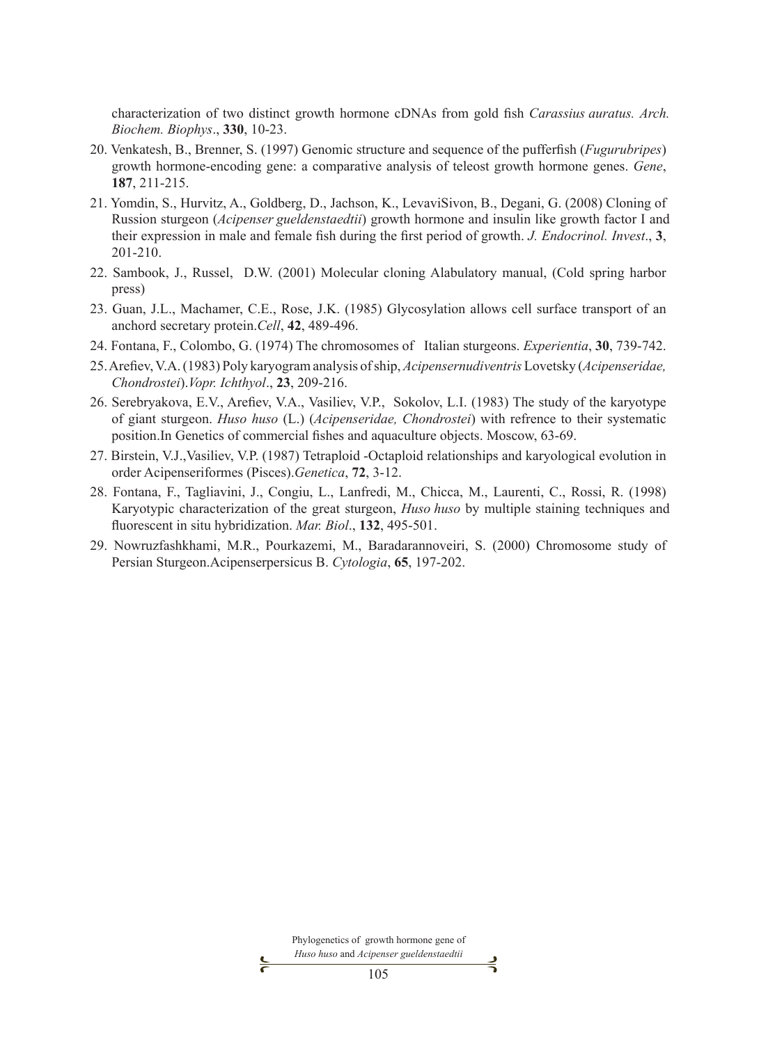characterization of two distinct growth hormone cDNAs from gold fish *Carassius auratus. Arch. Biochem. Biophys*., **330**, 10-23.

20. Venkatesh, B., Brenner, S. (1997) Genomic structure and sequence of the pufferfish (*Fugurubripes*) growth hormone-encoding gene: a comparative analysis of teleost growth hormone genes. *Gene*, **187**, 211-215.

21. Yomdin, S., Hurvitz, A., Goldberg, D., Jachson, K., LevaviSivon, B., Degani, G. (2008) Cloning of Russion sturgeon (*Acipenser gueldenstaedtii*) growth hormone and insulin like growth factor I and their expression in male and female fish during the first period of growth. *J. Endocrinol. Invest*., **3**, 201-210.

22. Sambook, J., Russel, D.W. (2001) Molecular cloning Alabulatory manual, (Cold spring harbor press)

23. Guan, J.L., Machamer, C.E., Rose, J.K. (1985) Glycosylation allows cell surface transport of an anchord secretary protein.*Cell*, **42**, 489-496.

24. Fontana, F., Colombo, G. (1974) The chromosomes of Italian sturgeons. *Experientia*, **30**, 739-742.

25. Arefiev, V.A. (1983) Poly karyogram analysis of ship, *Acipensernudiventris* Lovetsky (*Acipenseridae, Chondrostei*).*Vopr. Ichthyol*., **23**, 209-216.

26. Serebryakova, E.V., Arefiev, V.A., Vasiliev, V.P., Sokolov, L.I. (1983) The study of the karyotype of giant sturgeon. *Huso huso* (L.) (*Acipenseridae, Chondrostei*) with refrence to their systematic position.In Genetics of commercial fishes and aquaculture objects. Moscow, 63-69.

27. Birstein, V.J.,Vasiliev, V.P. (1987) Tetraploid -Octaploid relationships and karyological evolution in order Acipenseriformes (Pisces).*Genetica*, **72**, 3-12.

28. Fontana, F., Tagliavini, J., Congiu, L., Lanfredi, M., Chicca, M., Laurenti, C., Rossi, R. (1998) Karyotypic characterization of the great sturgeon, *Huso huso* by multiple staining techniques and fluorescent in situ hybridization. *Mar. Biol*., **132**, 495-501.

29. Nowruzfashkhami, M.R., Pourkazemi, M., Baradarannoveiri, S. (2000) Chromosome study of Persian Sturgeon.Acipenserpersicus B. *Cytologia*, **65**, 197-202.